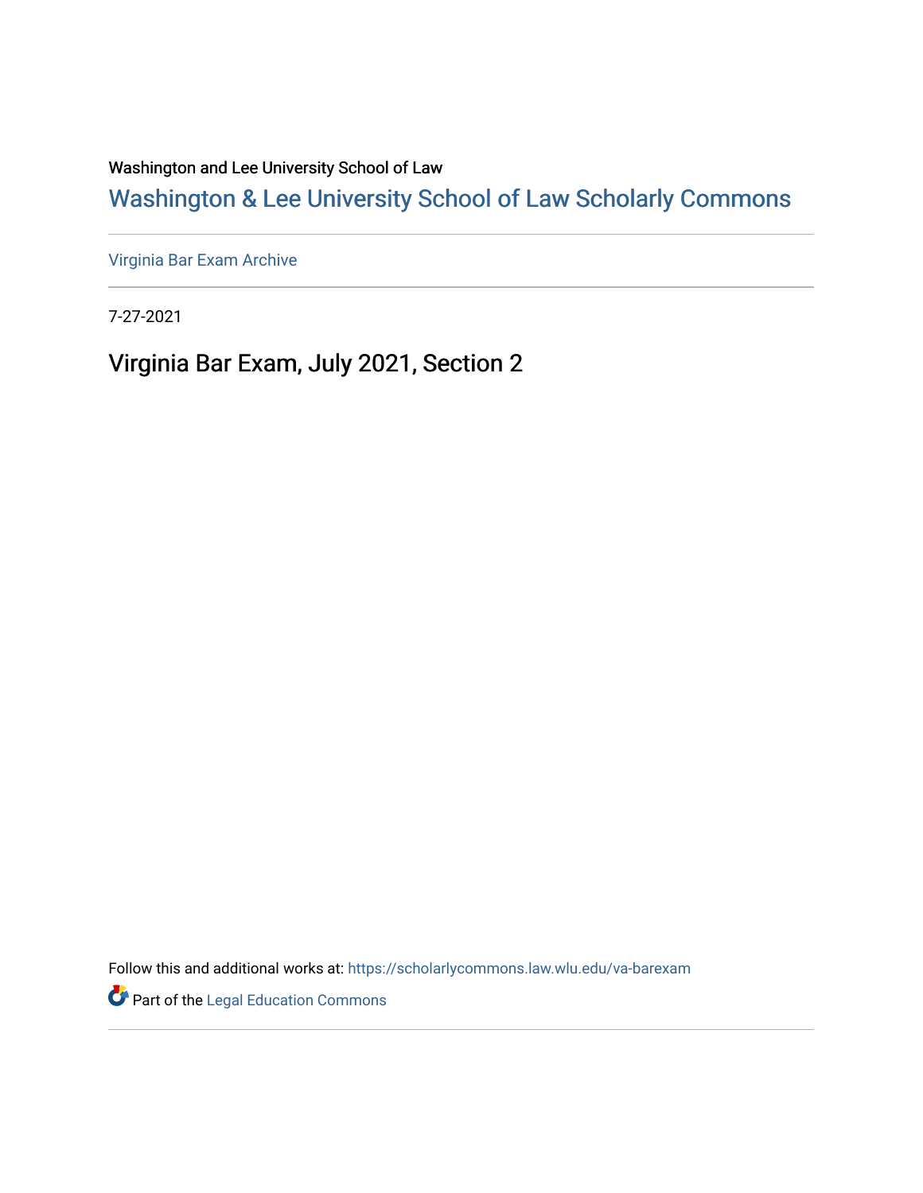Washington and Lee University School of Law

# Washington & Lee University School of Law Scholarly Commons

Virginia Bar Exam Archive

7-27-2021

## Virginia Bar Exam, July 2021, Section 2

Follow this and additional works at: https://scholarlycommons.law.wlu.edu/va-barexam

Part of the Legal Education Commons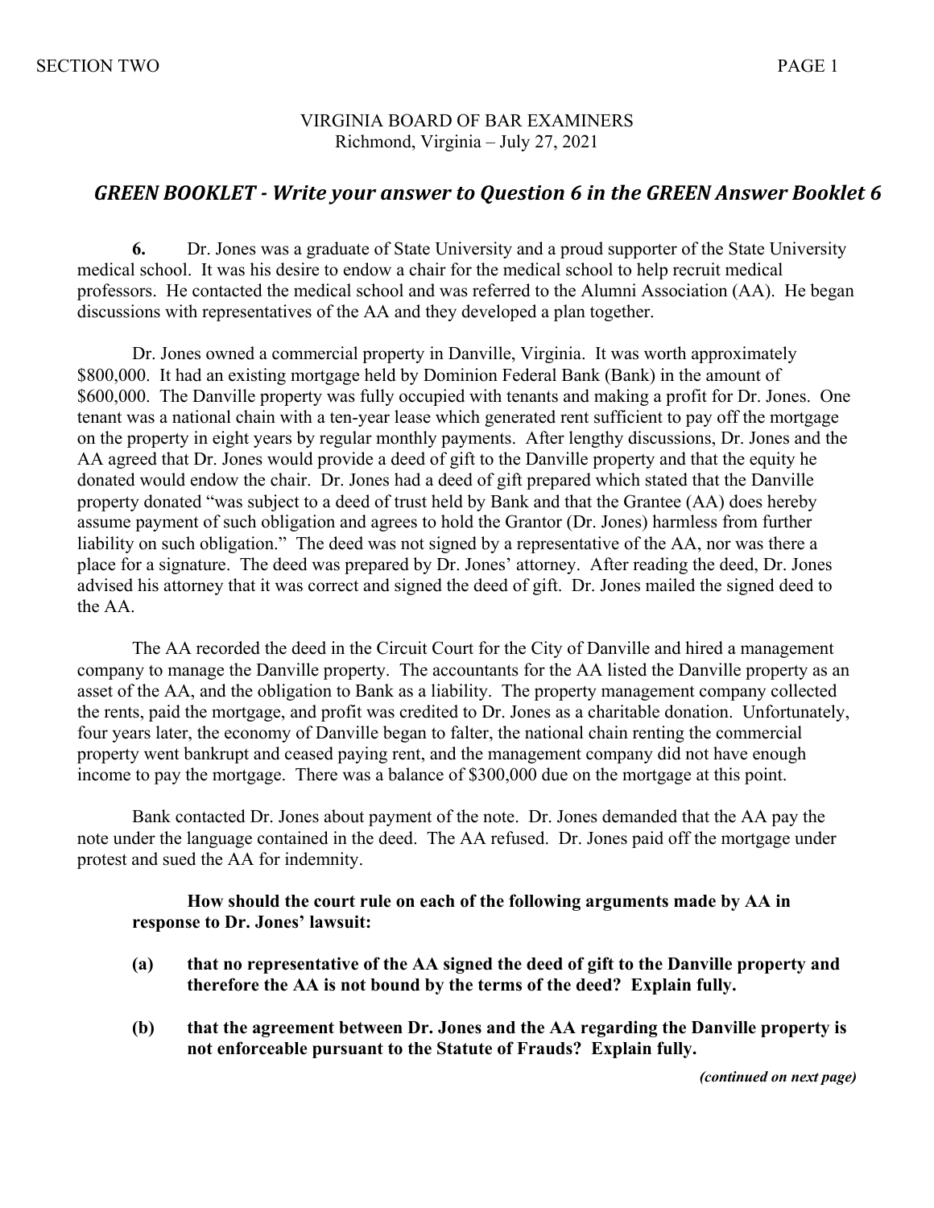VIRGINIA BOARD OF BAR EXAMINERS
Richmond, Virginia – July 27, 2021

## *GREEN BOOKLET - Write your answer to Question 6 in the GREEN Answer Booklet 6*

**6.** Dr. Jones was a graduate of State University and a proud supporter of the State University medical school. It was his desire to endow a chair for the medical school to help recruit medical professors. He contacted the medical school and was referred to the Alumni Association (AA). He began discussions with representatives of the AA and they developed a plan together.

Dr. Jones owned a commercial property in Danville, Virginia. It was worth approximately $800,000. It had an existing mortgage held by Dominion Federal Bank (Bank) in the amount of $600,000. The Danville property was fully occupied with tenants and making a profit for Dr. Jones. One tenant was a national chain with a ten-year lease which generated rent sufficient to pay off the mortgage on the property in eight years by regular monthly payments. After lengthy discussions, Dr. Jones and the AA agreed that Dr. Jones would provide a deed of gift to the Danville property and that the equity he donated would endow the chair. Dr. Jones had a deed of gift prepared which stated that the Danville property donated "was subject to a deed of trust held by Bank and that the Grantee (AA) does hereby assume payment of such obligation and agrees to hold the Grantor (Dr. Jones) harmless from further liability on such obligation." The deed was not signed by a representative of the AA, nor was there a place for a signature. The deed was prepared by Dr. Jones' attorney. After reading the deed, Dr. Jones advised his attorney that it was correct and signed the deed of gift. Dr. Jones mailed the signed deed to the AA.

The AA recorded the deed in the Circuit Court for the City of Danville and hired a management company to manage the Danville property. The accountants for the AA listed the Danville property as an asset of the AA, and the obligation to Bank as a liability. The property management company collected the rents, paid the mortgage, and profit was credited to Dr. Jones as a charitable donation. Unfortunately, four years later, the economy of Danville began to falter, the national chain renting the commercial property went bankrupt and ceased paying rent, and the management company did not have enough income to pay the mortgage. There was a balance of $300,000 due on the mortgage at this point.

Bank contacted Dr. Jones about payment of the note. Dr. Jones demanded that the AA pay the note under the language contained in the deed. The AA refused. Dr. Jones paid off the mortgage under protest and sued the AA for indemnity.

**How should the court rule on each of the following arguments made by AA in response to Dr. Jones' lawsuit:**

**(a) that no representative of the AA signed the deed of gift to the Danville property and therefore the AA is not bound by the terms of the deed? Explain fully.**

**(b) that the agreement between Dr. Jones and the AA regarding the Danville property is not enforceable pursuant to the Statute of Frauds? Explain fully.**

*(continued on next page)*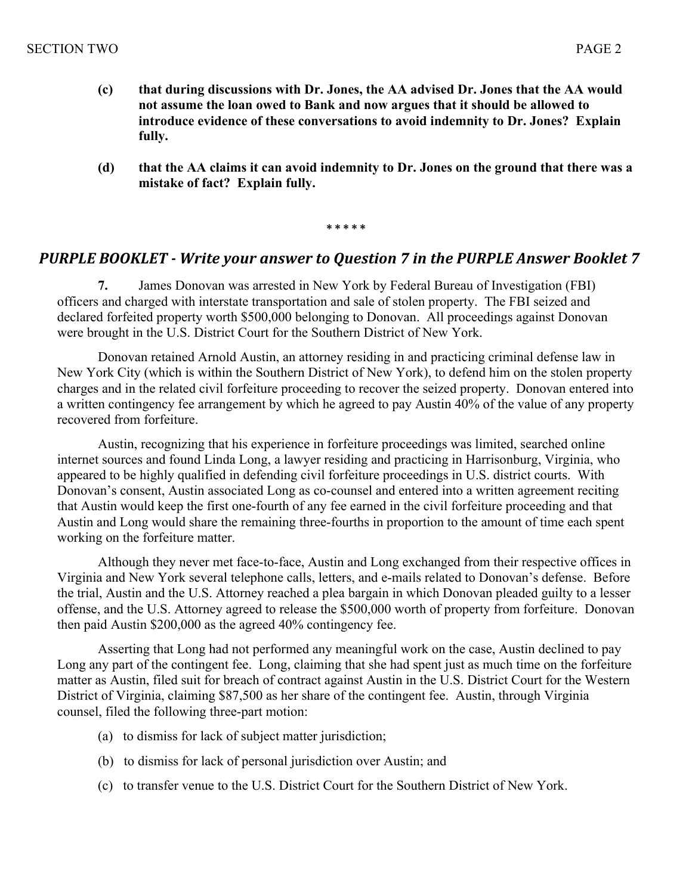**(c) that during discussions with Dr. Jones, the AA advised Dr. Jones that the AA would not assume the loan owed to Bank and now argues that it should be allowed to introduce evidence of these conversations to avoid indemnity to Dr. Jones? Explain fully.**

**(d) that the AA claims it can avoid indemnity to Dr. Jones on the ground that there was a mistake of fact? Explain fully.**

\* \* \* \* \*

## *PURPLE BOOKLET - Write your answer to Question 7 in the PURPLE Answer Booklet 7*

**7.** James Donovan was arrested in New York by Federal Bureau of Investigation (FBI) officers and charged with interstate transportation and sale of stolen property. The FBI seized and declared forfeited property worth $500,000 belonging to Donovan. All proceedings against Donovan were brought in the U.S. District Court for the Southern District of New York.

Donovan retained Arnold Austin, an attorney residing in and practicing criminal defense law in New York City (which is within the Southern District of New York), to defend him on the stolen property charges and in the related civil forfeiture proceeding to recover the seized property. Donovan entered into a written contingency fee arrangement by which he agreed to pay Austin 40% of the value of any property recovered from forfeiture.

Austin, recognizing that his experience in forfeiture proceedings was limited, searched online internet sources and found Linda Long, a lawyer residing and practicing in Harrisonburg, Virginia, who appeared to be highly qualified in defending civil forfeiture proceedings in U.S. district courts. With Donovan's consent, Austin associated Long as co-counsel and entered into a written agreement reciting that Austin would keep the first one-fourth of any fee earned in the civil forfeiture proceeding and that Austin and Long would share the remaining three-fourths in proportion to the amount of time each spent working on the forfeiture matter.

Although they never met face-to-face, Austin and Long exchanged from their respective offices in Virginia and New York several telephone calls, letters, and e-mails related to Donovan's defense. Before the trial, Austin and the U.S. Attorney reached a plea bargain in which Donovan pleaded guilty to a lesser offense, and the U.S. Attorney agreed to release the $500,000 worth of property from forfeiture. Donovan then paid Austin $200,000 as the agreed 40% contingency fee.

Asserting that Long had not performed any meaningful work on the case, Austin declined to pay Long any part of the contingent fee. Long, claiming that she had spent just as much time on the forfeiture matter as Austin, filed suit for breach of contract against Austin in the U.S. District Court for the Western District of Virginia, claiming $87,500 as her share of the contingent fee. Austin, through Virginia counsel, filed the following three-part motion:

(a) to dismiss for lack of subject matter jurisdiction;

(b) to dismiss for lack of personal jurisdiction over Austin; and

(c) to transfer venue to the U.S. District Court for the Southern District of New York.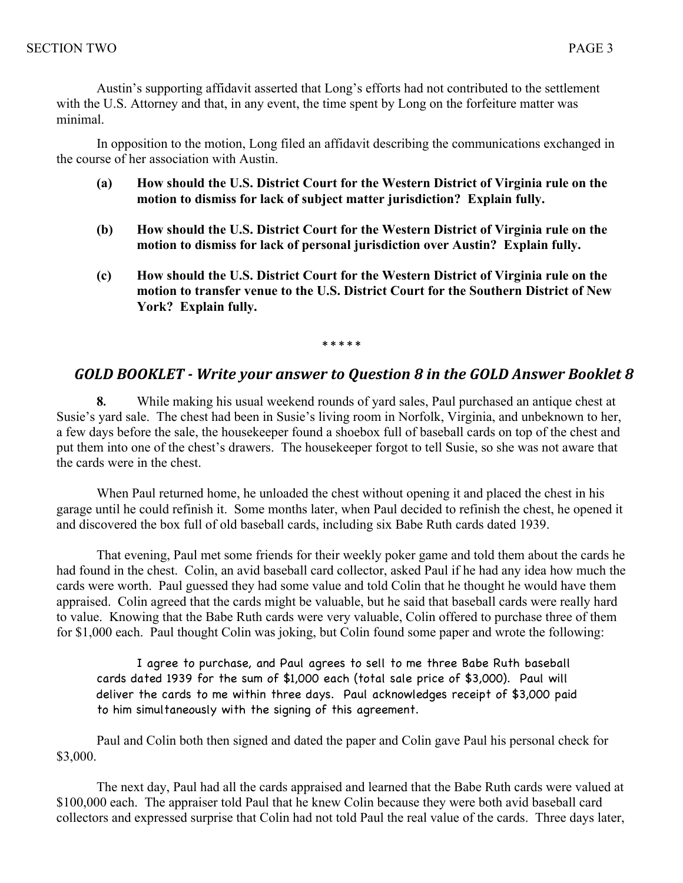Austin's supporting affidavit asserted that Long's efforts had not contributed to the settlement with the U.S. Attorney and that, in any event, the time spent by Long on the forfeiture matter was minimal.

In opposition to the motion, Long filed an affidavit describing the communications exchanged in the course of her association with Austin.

**(a) How should the U.S. District Court for the Western District of Virginia rule on the motion to dismiss for lack of subject matter jurisdiction? Explain fully.**

**(b) How should the U.S. District Court for the Western District of Virginia rule on the motion to dismiss for lack of personal jurisdiction over Austin? Explain fully.**

**(c) How should the U.S. District Court for the Western District of Virginia rule on the motion to transfer venue to the U.S. District Court for the Southern District of New York? Explain fully.**

\* \* \* \* \*

## *GOLD BOOKLET - Write your answer to Question 8 in the GOLD Answer Booklet 8*

**8.** While making his usual weekend rounds of yard sales, Paul purchased an antique chest at Susie's yard sale. The chest had been in Susie's living room in Norfolk, Virginia, and unbeknown to her, a few days before the sale, the housekeeper found a shoebox full of baseball cards on top of the chest and put them into one of the chest's drawers. The housekeeper forgot to tell Susie, so she was not aware that the cards were in the chest.

When Paul returned home, he unloaded the chest without opening it and placed the chest in his garage until he could refinish it. Some months later, when Paul decided to refinish the chest, he opened it and discovered the box full of old baseball cards, including six Babe Ruth cards dated 1939.

That evening, Paul met some friends for their weekly poker game and told them about the cards he had found in the chest. Colin, an avid baseball card collector, asked Paul if he had any idea how much the cards were worth. Paul guessed they had some value and told Colin that he thought he would have them appraised. Colin agreed that the cards might be valuable, but he said that baseball cards were really hard to value. Knowing that the Babe Ruth cards were very valuable, Colin offered to purchase three of them for $1,000 each. Paul thought Colin was joking, but Colin found some paper and wrote the following:

> I agree to purchase, and Paul agrees to sell to me three Babe Ruth baseball cards dated 1939 for the sum of $1,000 each (total sale price of $3,000). Paul will deliver the cards to me within three days. Paul acknowledges receipt of $3,000 paid to him simultaneously with the signing of this agreement.

Paul and Colin both then signed and dated the paper and Colin gave Paul his personal check for $3,000.

The next day, Paul had all the cards appraised and learned that the Babe Ruth cards were valued at $100,000 each. The appraiser told Paul that he knew Colin because they were both avid baseball card collectors and expressed surprise that Colin had not told Paul the real value of the cards. Three days later,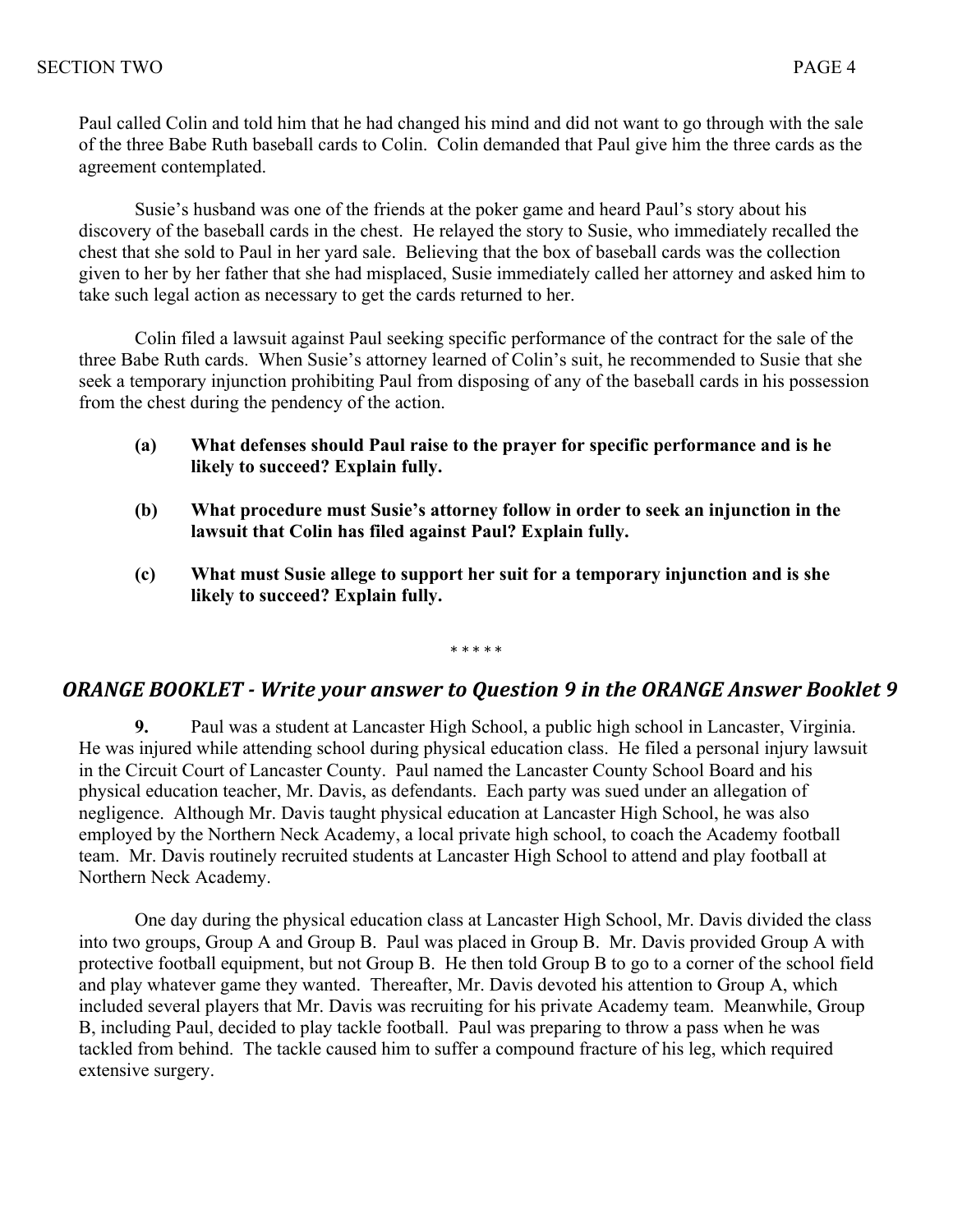Paul called Colin and told him that he had changed his mind and did not want to go through with the sale of the three Babe Ruth baseball cards to Colin. Colin demanded that Paul give him the three cards as the agreement contemplated.

Susie's husband was one of the friends at the poker game and heard Paul's story about his discovery of the baseball cards in the chest. He relayed the story to Susie, who immediately recalled the chest that she sold to Paul in her yard sale. Believing that the box of baseball cards was the collection given to her by her father that she had misplaced, Susie immediately called her attorney and asked him to take such legal action as necessary to get the cards returned to her.

Colin filed a lawsuit against Paul seeking specific performance of the contract for the sale of the three Babe Ruth cards. When Susie's attorney learned of Colin's suit, he recommended to Susie that she seek a temporary injunction prohibiting Paul from disposing of any of the baseball cards in his possession from the chest during the pendency of the action.

**(a) What defenses should Paul raise to the prayer for specific performance and is he likely to succeed? Explain fully.**

**(b) What procedure must Susie's attorney follow in order to seek an injunction in the lawsuit that Colin has filed against Paul? Explain fully.**

**(c) What must Susie allege to support her suit for a temporary injunction and is she likely to succeed? Explain fully.**

\* \* \* \* \*

## *ORANGE BOOKLET - Write your answer to Question 9 in the ORANGE Answer Booklet 9*

**9.** Paul was a student at Lancaster High School, a public high school in Lancaster, Virginia. He was injured while attending school during physical education class. He filed a personal injury lawsuit in the Circuit Court of Lancaster County. Paul named the Lancaster County School Board and his physical education teacher, Mr. Davis, as defendants. Each party was sued under an allegation of negligence. Although Mr. Davis taught physical education at Lancaster High School, he was also employed by the Northern Neck Academy, a local private high school, to coach the Academy football team. Mr. Davis routinely recruited students at Lancaster High School to attend and play football at Northern Neck Academy.

One day during the physical education class at Lancaster High School, Mr. Davis divided the class into two groups, Group A and Group B. Paul was placed in Group B. Mr. Davis provided Group A with protective football equipment, but not Group B. He then told Group B to go to a corner of the school field and play whatever game they wanted. Thereafter, Mr. Davis devoted his attention to Group A, which included several players that Mr. Davis was recruiting for his private Academy team. Meanwhile, Group B, including Paul, decided to play tackle football. Paul was preparing to throw a pass when he was tackled from behind. The tackle caused him to suffer a compound fracture of his leg, which required extensive surgery.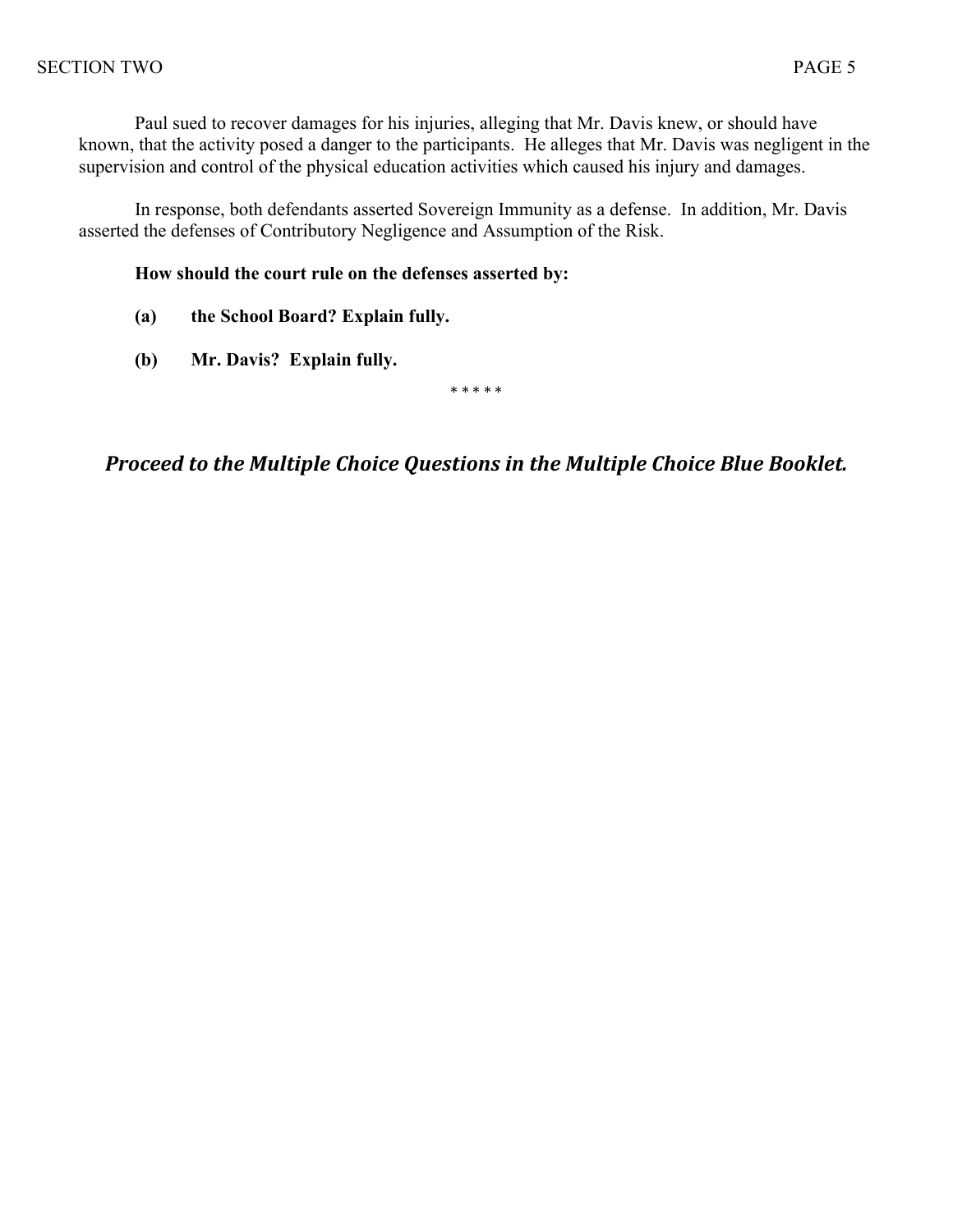Paul sued to recover damages for his injuries, alleging that Mr. Davis knew, or should have known, that the activity posed a danger to the participants. He alleges that Mr. Davis was negligent in the supervision and control of the physical education activities which caused his injury and damages.

In response, both defendants asserted Sovereign Immunity as a defense. In addition, Mr. Davis asserted the defenses of Contributory Negligence and Assumption of the Risk.

**How should the court rule on the defenses asserted by:**

**(a) the School Board? Explain fully.**

**(b) Mr. Davis? Explain fully.**

\* \* \* \* \*

***Proceed to the Multiple Choice Questions in the Multiple Choice Blue Booklet.***